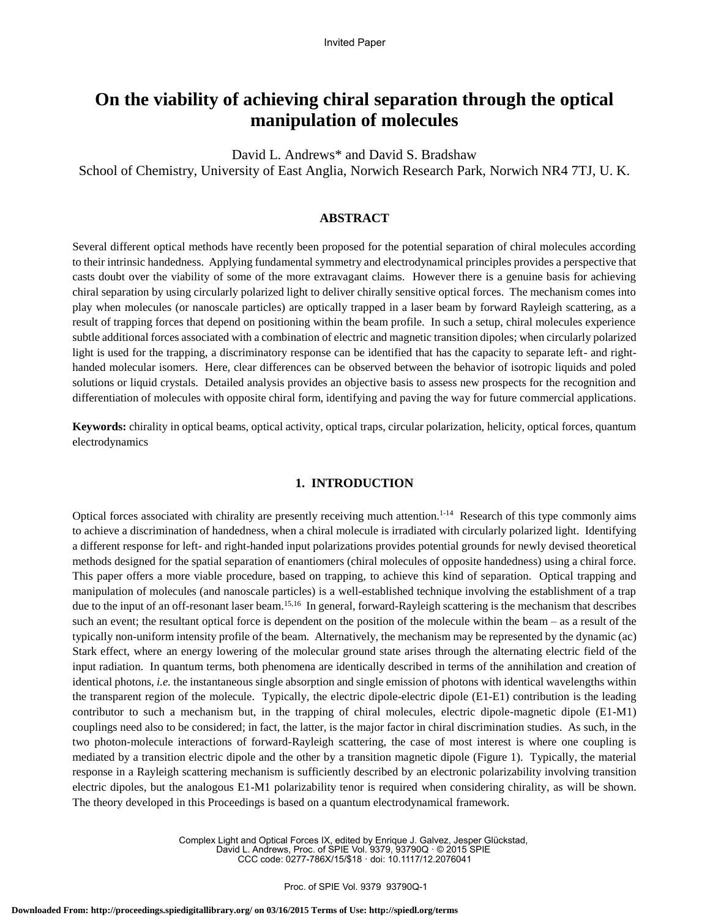Invited Paper

# On the viability of achieving chiral separation through the optical manipulation of molecules

David L. Andrews* and David S. Bradshaw

School of Chemistry, University of East Anglia, Norwich Research Park, Norwich NR4 7TJ, U. K.

## ABSTRACT

Several different optical methods have recently been proposed for the potential separation of chiral molecules according to their intrinsic handedness. Applying fundamental symmetry and electrodynamical principles provides a perspective that casts doubt over the viability of some of the more extravagant claims. However there is a genuine basis for achieving chiral separation by using circularly polarized light to deliver chirally sensitive optical forces. The mechanism comes into play when molecules (or nanoscale particles) are optically trapped in a laser beam by forward Rayleigh scattering, as a result of trapping forces that depend on positioning within the beam profile. In such a setup, chiral molecules experience subtle additional forces associated with a combination of electric and magnetic transition dipoles; when circularly polarized light is used for the trapping, a discriminatory response can be identified that has the capacity to separate left- and right-handed molecular isomers. Here, clear differences can be observed between the behavior of isotropic liquids and poled solutions or liquid crystals. Detailed analysis provides an objective basis to assess new prospects for the recognition and differentiation of molecules with opposite chiral form, identifying and paving the way for future commercial applications.

**Keywords:** chirality in optical beams, optical activity, optical traps, circular polarization, helicity, optical forces, quantum electrodynamics

## 1. INTRODUCTION

Optical forces associated with chirality are presently receiving much attention.[1-14] Research of this type commonly aims to achieve a discrimination of handedness, when a chiral molecule is irradiated with circularly polarized light. Identifying a different response for left- and right-handed input polarizations provides potential grounds for newly devised theoretical methods designed for the spatial separation of enantiomers (chiral molecules of opposite handedness) using a chiral force. This paper offers a more viable procedure, based on trapping, to achieve this kind of separation. Optical trapping and manipulation of molecules (and nanoscale particles) is a well-established technique involving the establishment of a trap due to the input of an off-resonant laser beam.[15,16] In general, forward-Rayleigh scattering is the mechanism that describes such an event; the resultant optical force is dependent on the position of the molecule within the beam – as a result of the typically non-uniform intensity profile of the beam. Alternatively, the mechanism may be represented by the dynamic (ac) Stark effect, where an energy lowering of the molecular ground state arises through the alternating electric field of the input radiation. In quantum terms, both phenomena are identically described in terms of the annihilation and creation of identical photons, *i.e.* the instantaneous single absorption and single emission of photons with identical wavelengths within the transparent region of the molecule. Typically, the electric dipole-electric dipole (E1-E1) contribution is the leading contributor to such a mechanism but, in the trapping of chiral molecules, electric dipole-magnetic dipole (E1-M1) couplings need also to be considered; in fact, the latter, is the major factor in chiral discrimination studies. As such, in the two photon-molecule interactions of forward-Rayleigh scattering, the case of most interest is where one coupling is mediated by a transition electric dipole and the other by a transition magnetic dipole (Figure 1). Typically, the material response in a Rayleigh scattering mechanism is sufficiently described by an electronic polarizability involving transition electric dipoles, but the analogous E1-M1 polarizability tenor is required when considering chirality, as will be shown. The theory developed in this Proceedings is based on a quantum electrodynamical framework.

Complex Light and Optical Forces IX, edited by Enrique J. Galvez, Jesper Glückstad, David L. Andrews, Proc. of SPIE Vol. 9379, 93790Q · © 2015 SPIE
CCC code: 0277-786X/15/$18 · doi: 10.1117/12.2076041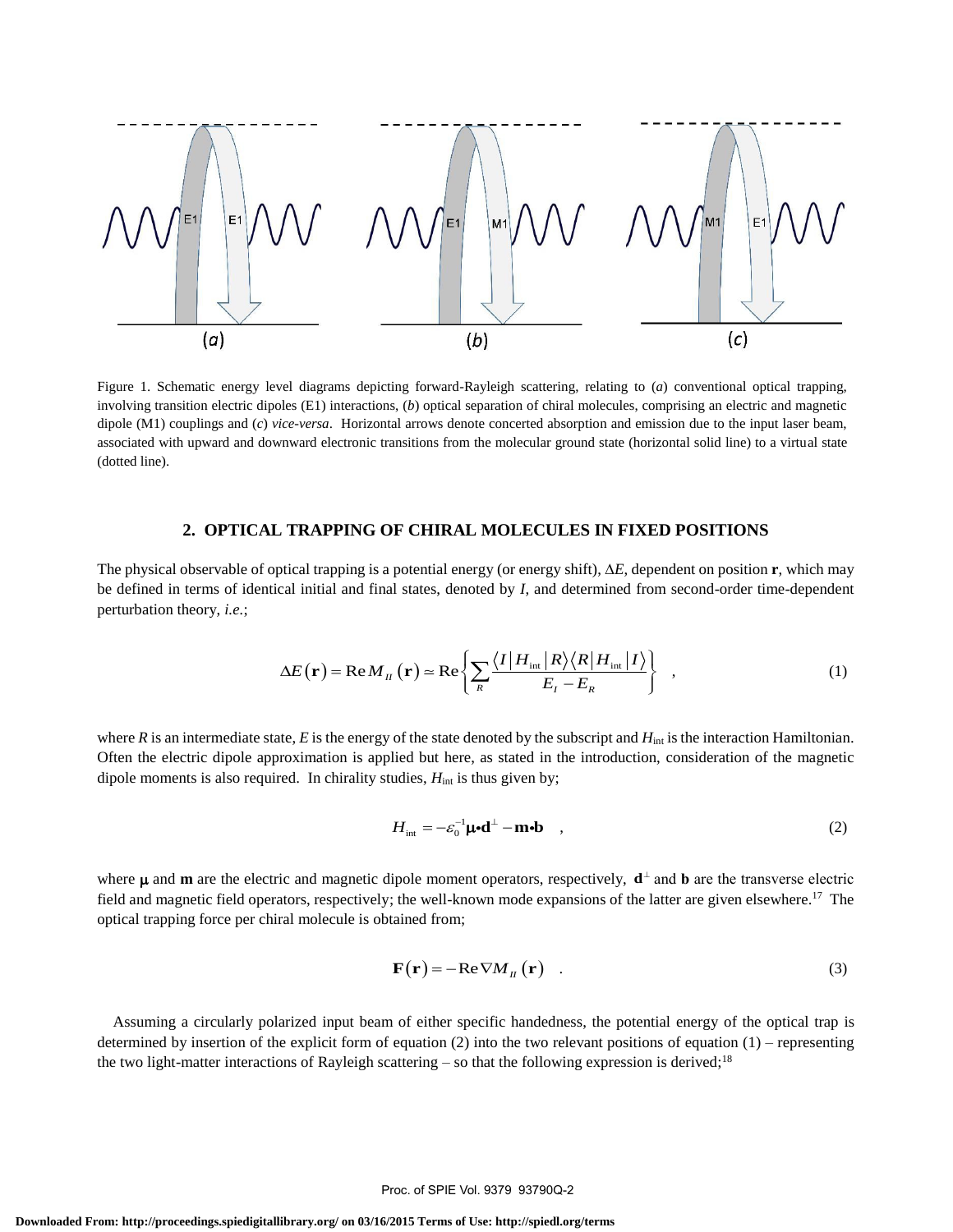Figure 1. Schematic energy level diagrams depicting forward-Rayleigh scattering, relating to (*a*) conventional optical trapping, involving transition electric dipoles (E1) interactions, (*b*) optical separation of chiral molecules, comprising an electric and magnetic dipole (M1) couplings and (*c*) *vice-versa*. Horizontal arrows denote concerted absorption and emission due to the input laser beam, associated with upward and downward electronic transitions from the molecular ground state (horizontal solid line) to a virtual state (dotted line).

## 2. OPTICAL TRAPPING OF CHIRAL MOLECULES IN FIXED POSITIONS

The physical observable of optical trapping is a potential energy (or energy shift), $\Delta E$, dependent on position $\mathbf{r}$, which may be defined in terms of identical initial and final states, denoted by $I$, and determined from second-order time-dependent perturbation theory, *i.e.*;

$$\Delta E(\mathbf{r}) = \mathrm{Re}\, M_{II}(\mathbf{r}) \simeq \mathrm{Re}\left\{ \sum_{R} \frac{\langle I | H_{\mathrm{int}} | R \rangle \langle R | H_{\mathrm{int}} | I \rangle}{E_I - E_R} \right\} \quad , \tag{1}$$

where $R$ is an intermediate state, $E$ is the energy of the state denoted by the subscript and $H_{\mathrm{int}}$ is the interaction Hamiltonian. Often the electric dipole approximation is applied but here, as stated in the introduction, consideration of the magnetic dipole moments is also required. In chirality studies, $H_{\mathrm{int}}$ is thus given by;

$$H_{\mathrm{int}} = -\varepsilon_0^{-1} \boldsymbol{\mu} \cdot \mathbf{d}^{\perp} - \mathbf{m} \cdot \mathbf{b} \quad , \tag{2}$$

where $\boldsymbol{\mu}$ and $\mathbf{m}$ are the electric and magnetic dipole moment operators, respectively, $\mathbf{d}^{\perp}$ and $\mathbf{b}$ are the transverse electric field and magnetic field operators, respectively; the well-known mode expansions of the latter are given elsewhere.[17] The optical trapping force per chiral molecule is obtained from;

$$\mathbf{F}(\mathbf{r}) = -\mathrm{Re} \nabla M_{II}(\mathbf{r}) \quad . \tag{3}$$

Assuming a circularly polarized input beam of either specific handedness, the potential energy of the optical trap is determined by insertion of the explicit form of equation (2) into the two relevant positions of equation (1) – representing the two light-matter interactions of Rayleigh scattering – so that the following expression is derived;[18]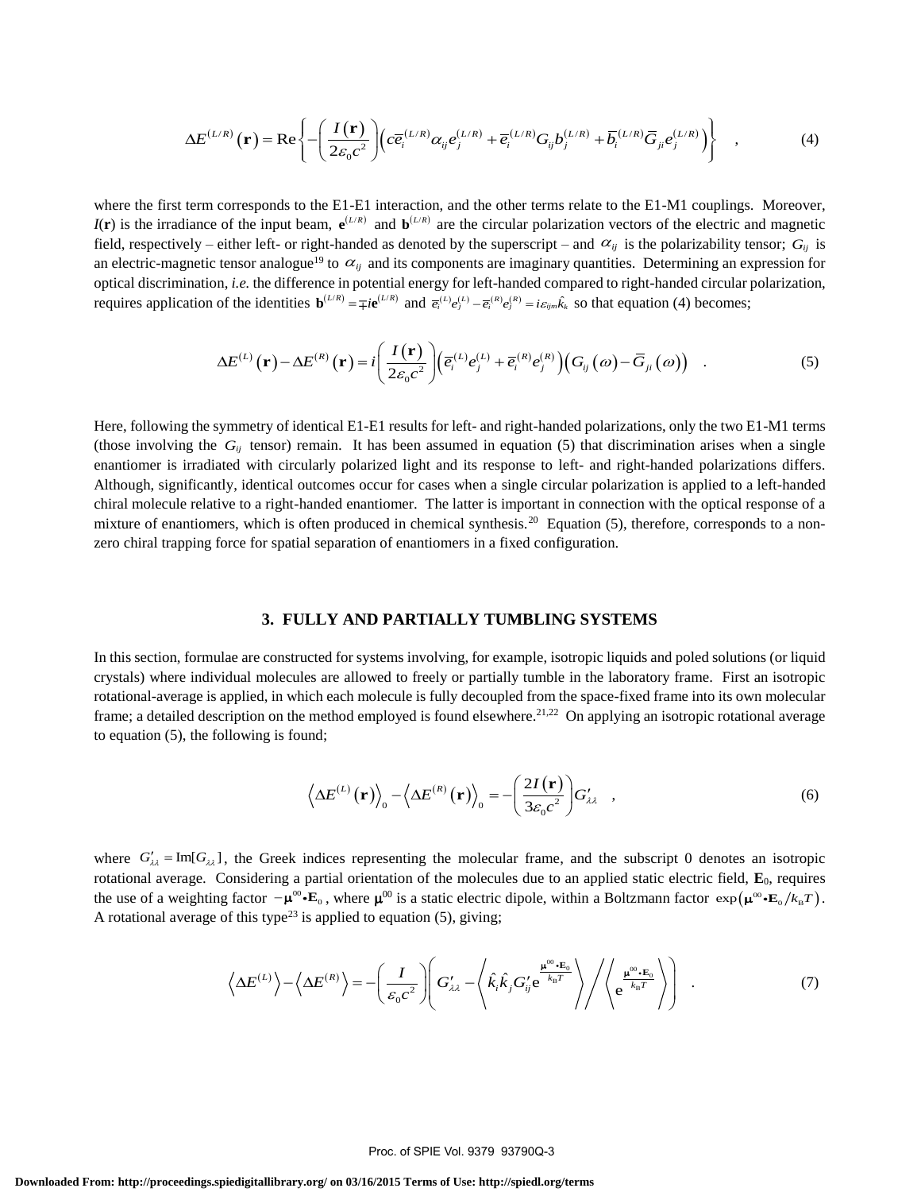$$\Delta E^{(L/R)}(\mathbf{r}) = \mathrm{Re}\left\{ -\left(\frac{I(\mathbf{r})}{2\varepsilon_0 c^2}\right)\left( c\bar{e}_i^{(L/R)}\alpha_{ij}e_j^{(L/R)} + \bar{e}_i^{(L/R)}G_{ij}b_j^{(L/R)} + \bar{b}_i^{(L/R)}\bar{G}_{ji}e_j^{(L/R)} \right)\right\} \quad , \tag{4}$$

where the first term corresponds to the E1-E1 interaction, and the other terms relate to the E1-M1 couplings. Moreover, $I(\mathbf{r})$ is the irradiance of the input beam, $\mathbf{e}^{(L/R)}$ and $\mathbf{b}^{(L/R)}$ are the circular polarization vectors of the electric and magnetic field, respectively – either left- or right-handed as denoted by the superscript – and $\alpha_{ij}$ is the polarizability tensor; $G_{ij}$ is an electric-magnetic tensor analogue[19] to $\alpha_{ij}$ and its components are imaginary quantities. Determining an expression for optical discrimination, *i.e.* the difference in potential energy for left-handed compared to right-handed circular polarization, requires application of the identities $\mathbf{b}^{(L/R)} = \mp i\mathbf{e}^{(L/R)}$ and $\bar{e}_i^{(L)}e_j^{(L)} - \bar{e}_i^{(R)}e_j^{(R)} = i\varepsilon_{ijm}\hat{k}_k$ so that equation (4) becomes;

$$\Delta E^{(L)}(\mathbf{r}) - \Delta E^{(R)}(\mathbf{r}) = i\left(\frac{I(\mathbf{r})}{2\varepsilon_0 c^2}\right)\left(\bar{e}_i^{(L)}e_j^{(L)} + \bar{e}_i^{(R)}e_j^{(R)}\right)\left(G_{ij}(\omega) - \bar{G}_{ji}(\omega)\right) \quad . \tag{5}$$

Here, following the symmetry of identical E1-E1 results for left- and right-handed polarizations, only the two E1-M1 terms (those involving the $G_{ij}$ tensor) remain. It has been assumed in equation (5) that discrimination arises when a single enantiomer is irradiated with circularly polarized light and its response to left- and right-handed polarizations differs. Although, significantly, identical outcomes occur for cases when a single circular polarization is applied to a left-handed chiral molecule relative to a right-handed enantiomer. The latter is important in connection with the optical response of a mixture of enantiomers, which is often produced in chemical synthesis.[20] Equation (5), therefore, corresponds to a non-zero chiral trapping force for spatial separation of enantiomers in a fixed configuration.

## 3. FULLY AND PARTIALLY TUMBLING SYSTEMS

In this section, formulae are constructed for systems involving, for example, isotropic liquids and poled solutions (or liquid crystals) where individual molecules are allowed to freely or partially tumble in the laboratory frame. First an isotropic rotational-average is applied, in which each molecule is fully decoupled from the space-fixed frame into its own molecular frame; a detailed description on the method employed is found elsewhere.[21,22] On applying an isotropic rotational average to equation (5), the following is found;

$$\left\langle \Delta E^{(L)}(\mathbf{r})\right\rangle_0 - \left\langle \Delta E^{(R)}(\mathbf{r})\right\rangle_0 = -\left(\frac{2I(\mathbf{r})}{3\varepsilon_0 c^2}\right)G'_{\lambda\lambda} \quad , \tag{6}$$

where $G'_{\lambda\lambda} = \mathrm{Im}[G_{\lambda\lambda}]$, the Greek indices representing the molecular frame, and the subscript 0 denotes an isotropic rotational average. Considering a partial orientation of the molecules due to an applied static electric field, $\mathbf{E}_0$, requires the use of a weighting factor $-\boldsymbol{\mu}^{00}\cdot\mathbf{E}_0$, where $\boldsymbol{\mu}^{00}$ is a static electric dipole, within a Boltzmann factor $\exp\left(\boldsymbol{\mu}^{00}\cdot\mathbf{E}_0/k_{\mathrm{B}}T\right)$. A rotational average of this type[23] is applied to equation (5), giving;

$$\left\langle \Delta E^{(L)}\right\rangle - \left\langle \Delta E^{(R)}\right\rangle = -\left(\frac{I}{\varepsilon_0 c^2}\right)\left( G'_{\lambda\lambda} - \left\langle \hat{k}_i\hat{k}_j G'_{ij}\mathrm{e}^{\frac{\boldsymbol{\mu}^{00}\cdot\mathbf{E}_0}{k_{\mathrm{B}}T}}\right\rangle \Bigg/ \left\langle \mathrm{e}^{\frac{\boldsymbol{\mu}^{00}\cdot\mathbf{E}_0}{k_{\mathrm{B}}T}}\right\rangle \right) \quad . \tag{7}$$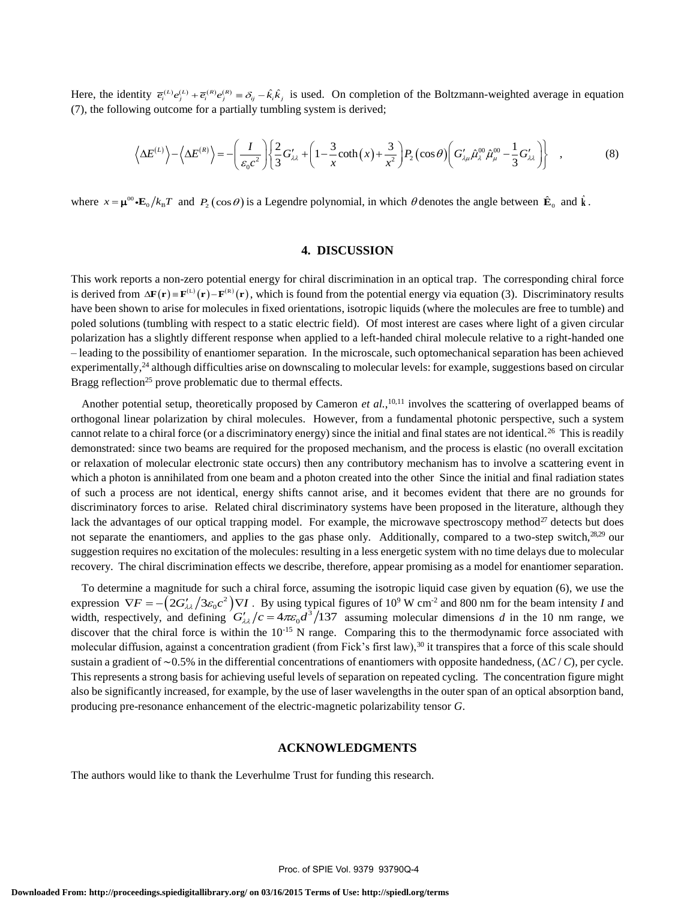Here, the identity $\overline{e}_i^{(L)} e_j^{(L)} + \overline{e}_i^{(R)} e_j^{(R)} \equiv \delta_{ij} - \hat{k}_i \hat{k}_j$ is used. On completion of the Boltzmann-weighted average in equation (7), the following outcome for a partially tumbling system is derived;

$$\left\langle \Delta E^{(L)} \right\rangle - \left\langle \Delta E^{(R)} \right\rangle = -\left( \frac{I}{\varepsilon_0 c^2} \right) \left\{ \frac{2}{3} G'_{\lambda\lambda} + \left( 1 - \frac{3}{x} \coth(x) + \frac{3}{x^2} \right) P_2(\cos\theta) \left( G'_{\lambda\mu} \hat{\mu}_\lambda^{00} \hat{\mu}_\mu^{00} - \frac{1}{3} G'_{\lambda\lambda} \right) \right\} \quad , \tag{8}$$

where $x = \mathbf{\mu}^{00} \bullet \mathbf{E}_0 / k_B T$ and $P_2(\cos\theta)$ is a Legendre polynomial, in which $\theta$ denotes the angle between $\hat{\mathbf{E}}_0$ and $\hat{\mathbf{k}}$.

## 4. DISCUSSION

This work reports a non-zero potential energy for chiral discrimination in an optical trap. The corresponding chiral force is derived from $\Delta\mathbf{F}(\mathbf{r}) \equiv \mathbf{F}^{(L)}(\mathbf{r}) - \mathbf{F}^{(R)}(\mathbf{r})$, which is found from the potential energy via equation (3). Discriminatory results have been shown to arise for molecules in fixed orientations, isotropic liquids (where the molecules are free to tumble) and poled solutions (tumbling with respect to a static electric field). Of most interest are cases where light of a given circular polarization has a slightly different response when applied to a left-handed chiral molecule relative to a right-handed one – leading to the possibility of enantiomer separation. In the microscale, such optomechanical separation has been achieved experimentally,[24] although difficulties arise on downscaling to molecular levels: for example, suggestions based on circular Bragg reflection[25] prove problematic due to thermal effects.

Another potential setup, theoretically proposed by Cameron *et al.*,[10,11] involves the scattering of overlapped beams of orthogonal linear polarization by chiral molecules. However, from a fundamental photonic perspective, such a system cannot relate to a chiral force (or a discriminatory energy) since the initial and final states are not identical.[26] This is readily demonstrated: since two beams are required for the proposed mechanism, and the process is elastic (no overall excitation or relaxation of molecular electronic state occurs) then any contributory mechanism has to involve a scattering event in which a photon is annihilated from one beam and a photon created into the other Since the initial and final radiation states of such a process are not identical, energy shifts cannot arise, and it becomes evident that there are no grounds for discriminatory forces to arise. Related chiral discriminatory systems have been proposed in the literature, although they lack the advantages of our optical trapping model. For example, the microwave spectroscopy method[27] detects but does not separate the enantiomers, and applies to the gas phase only. Additionally, compared to a two-step switch,[28,29] our suggestion requires no excitation of the molecules: resulting in a less energetic system with no time delays due to molecular recovery. The chiral discrimination effects we describe, therefore, appear promising as a model for enantiomer separation.

To determine a magnitude for such a chiral force, assuming the isotropic liquid case given by equation (6), we use the expression $\nabla F = -\left(2G'_{\lambda\lambda} / 3\varepsilon_0 c^2\right) \nabla I$. By using typical figures of $10^9$ W cm$^{-2}$ and 800 nm for the beam intensity $I$ and width, respectively, and defining $G'_{\lambda\lambda}/c = 4\pi\varepsilon_0 d^3/137$ assuming molecular dimensions $d$ in the 10 nm range, we discover that the chiral force is within the $10^{-15}$ N range. Comparing this to the thermodynamic force associated with molecular diffusion, against a concentration gradient (from Fick's first law),[30] it transpires that a force of this scale should sustain a gradient of ~0.5% in the differential concentrations of enantiomers with opposite handedness, ($\Delta C / C$), per cycle. This represents a strong basis for achieving useful levels of separation on repeated cycling. The concentration figure might also be significantly increased, for example, by the use of laser wavelengths in the outer span of an optical absorption band, producing pre-resonance enhancement of the electric-magnetic polarizability tensor $G$.

## ACKNOWLEDGMENTS

The authors would like to thank the Leverhulme Trust for funding this research.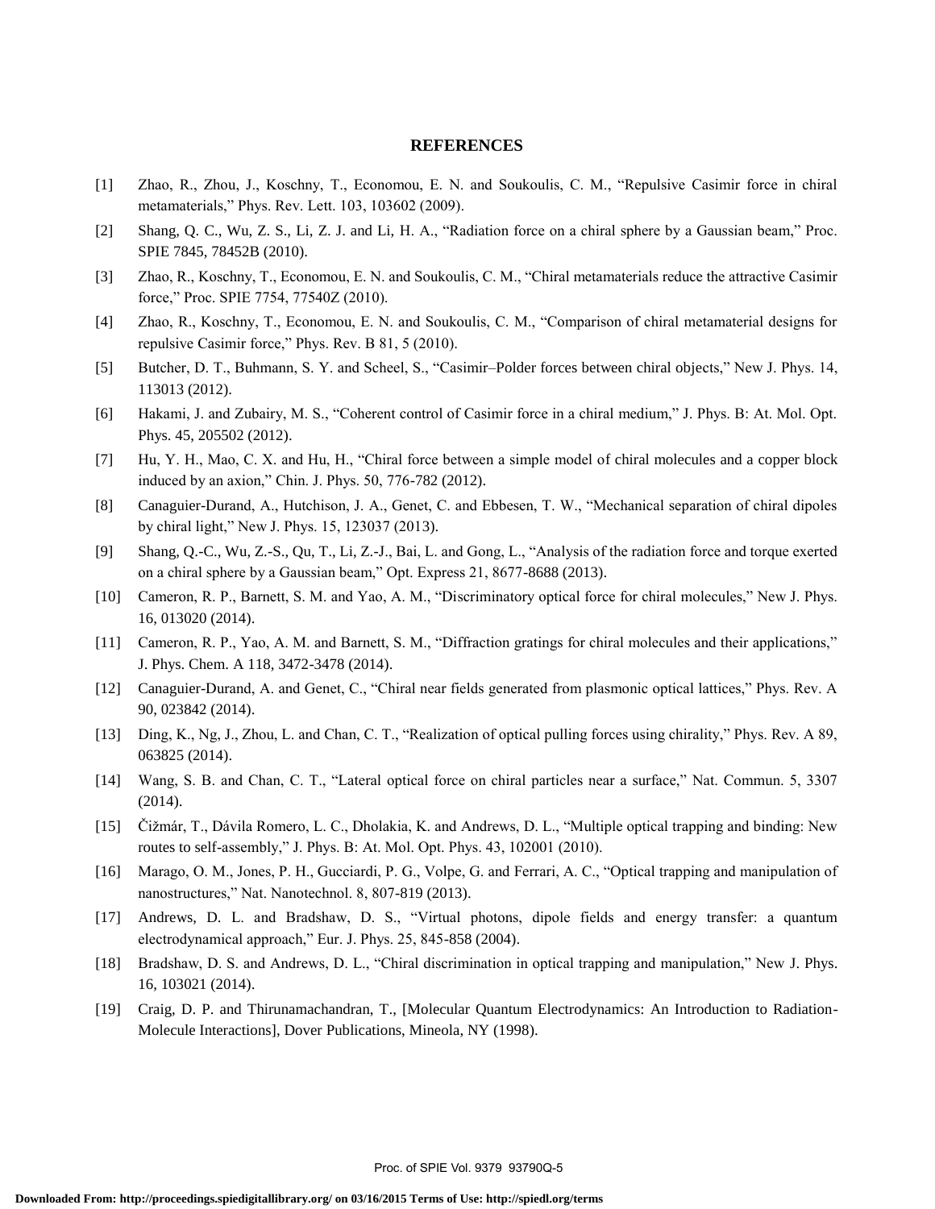## REFERENCES

[1] Zhao, R., Zhou, J., Koschny, T., Economou, E. N. and Soukoulis, C. M., "Repulsive Casimir force in chiral metamaterials," Phys. Rev. Lett. 103, 103602 (2009).

[2] Shang, Q. C., Wu, Z. S., Li, Z. J. and Li, H. A., "Radiation force on a chiral sphere by a Gaussian beam," Proc. SPIE 7845, 78452B (2010).

[3] Zhao, R., Koschny, T., Economou, E. N. and Soukoulis, C. M., "Chiral metamaterials reduce the attractive Casimir force," Proc. SPIE 7754, 77540Z (2010).

[4] Zhao, R., Koschny, T., Economou, E. N. and Soukoulis, C. M., "Comparison of chiral metamaterial designs for repulsive Casimir force," Phys. Rev. B 81, 5 (2010).

[5] Butcher, D. T., Buhmann, S. Y. and Scheel, S., "Casimir–Polder forces between chiral objects," New J. Phys. 14, 113013 (2012).

[6] Hakami, J. and Zubairy, M. S., "Coherent control of Casimir force in a chiral medium," J. Phys. B: At. Mol. Opt. Phys. 45, 205502 (2012).

[7] Hu, Y. H., Mao, C. X. and Hu, H., "Chiral force between a simple model of chiral molecules and a copper block induced by an axion," Chin. J. Phys. 50, 776-782 (2012).

[8] Canaguier-Durand, A., Hutchison, J. A., Genet, C. and Ebbesen, T. W., "Mechanical separation of chiral dipoles by chiral light," New J. Phys. 15, 123037 (2013).

[9] Shang, Q.-C., Wu, Z.-S., Qu, T., Li, Z.-J., Bai, L. and Gong, L., "Analysis of the radiation force and torque exerted on a chiral sphere by a Gaussian beam," Opt. Express 21, 8677-8688 (2013).

[10] Cameron, R. P., Barnett, S. M. and Yao, A. M., "Discriminatory optical force for chiral molecules," New J. Phys. 16, 013020 (2014).

[11] Cameron, R. P., Yao, A. M. and Barnett, S. M., "Diffraction gratings for chiral molecules and their applications," J. Phys. Chem. A 118, 3472-3478 (2014).

[12] Canaguier-Durand, A. and Genet, C., "Chiral near fields generated from plasmonic optical lattices," Phys. Rev. A 90, 023842 (2014).

[13] Ding, K., Ng, J., Zhou, L. and Chan, C. T., "Realization of optical pulling forces using chirality," Phys. Rev. A 89, 063825 (2014).

[14] Wang, S. B. and Chan, C. T., "Lateral optical force on chiral particles near a surface," Nat. Commun. 5, 3307 (2014).

[15] Čižmár, T., Dávila Romero, L. C., Dholakia, K. and Andrews, D. L., "Multiple optical trapping and binding: New routes to self-assembly," J. Phys. B: At. Mol. Opt. Phys. 43, 102001 (2010).

[16] Marago, O. M., Jones, P. H., Gucciardi, P. G., Volpe, G. and Ferrari, A. C., "Optical trapping and manipulation of nanostructures," Nat. Nanotechnol. 8, 807-819 (2013).

[17] Andrews, D. L. and Bradshaw, D. S., "Virtual photons, dipole fields and energy transfer: a quantum electrodynamical approach," Eur. J. Phys. 25, 845-858 (2004).

[18] Bradshaw, D. S. and Andrews, D. L., "Chiral discrimination in optical trapping and manipulation," New J. Phys. 16, 103021 (2014).

[19] Craig, D. P. and Thirunamachandran, T., [Molecular Quantum Electrodynamics: An Introduction to Radiation-Molecule Interactions], Dover Publications, Mineola, NY (1998).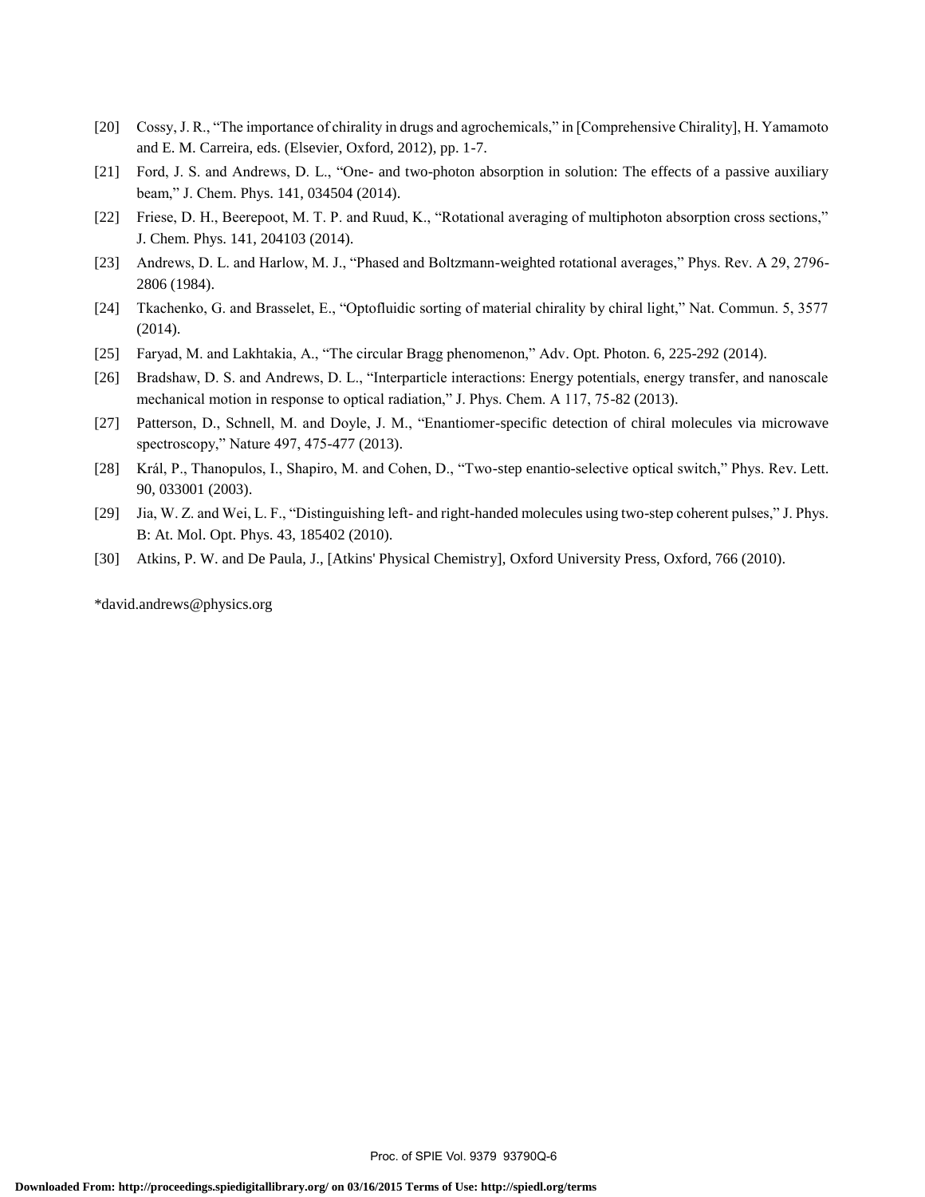[20] Cossy, J. R., "The importance of chirality in drugs and agrochemicals," in [Comprehensive Chirality], H. Yamamoto and E. M. Carreira, eds. (Elsevier, Oxford, 2012), pp. 1-7.

[21] Ford, J. S. and Andrews, D. L., "One- and two-photon absorption in solution: The effects of a passive auxiliary beam," J. Chem. Phys. 141, 034504 (2014).

[22] Friese, D. H., Beerepoot, M. T. P. and Ruud, K., "Rotational averaging of multiphoton absorption cross sections," J. Chem. Phys. 141, 204103 (2014).

[23] Andrews, D. L. and Harlow, M. J., "Phased and Boltzmann-weighted rotational averages," Phys. Rev. A 29, 2796-2806 (1984).

[24] Tkachenko, G. and Brasselet, E., "Optofluidic sorting of material chirality by chiral light," Nat. Commun. 5, 3577 (2014).

[25] Faryad, M. and Lakhtakia, A., "The circular Bragg phenomenon," Adv. Opt. Photon. 6, 225-292 (2014).

[26] Bradshaw, D. S. and Andrews, D. L., "Interparticle interactions: Energy potentials, energy transfer, and nanoscale mechanical motion in response to optical radiation," J. Phys. Chem. A 117, 75-82 (2013).

[27] Patterson, D., Schnell, M. and Doyle, J. M., "Enantiomer-specific detection of chiral molecules via microwave spectroscopy," Nature 497, 475-477 (2013).

[28] Král, P., Thanopulos, I., Shapiro, M. and Cohen, D., "Two-step enantio-selective optical switch," Phys. Rev. Lett. 90, 033001 (2003).

[29] Jia, W. Z. and Wei, L. F., "Distinguishing left- and right-handed molecules using two-step coherent pulses," J. Phys. B: At. Mol. Opt. Phys. 43, 185402 (2010).

[30] Atkins, P. W. and De Paula, J., [Atkins' Physical Chemistry], Oxford University Press, Oxford, 766 (2010).

*david.andrews@physics.org